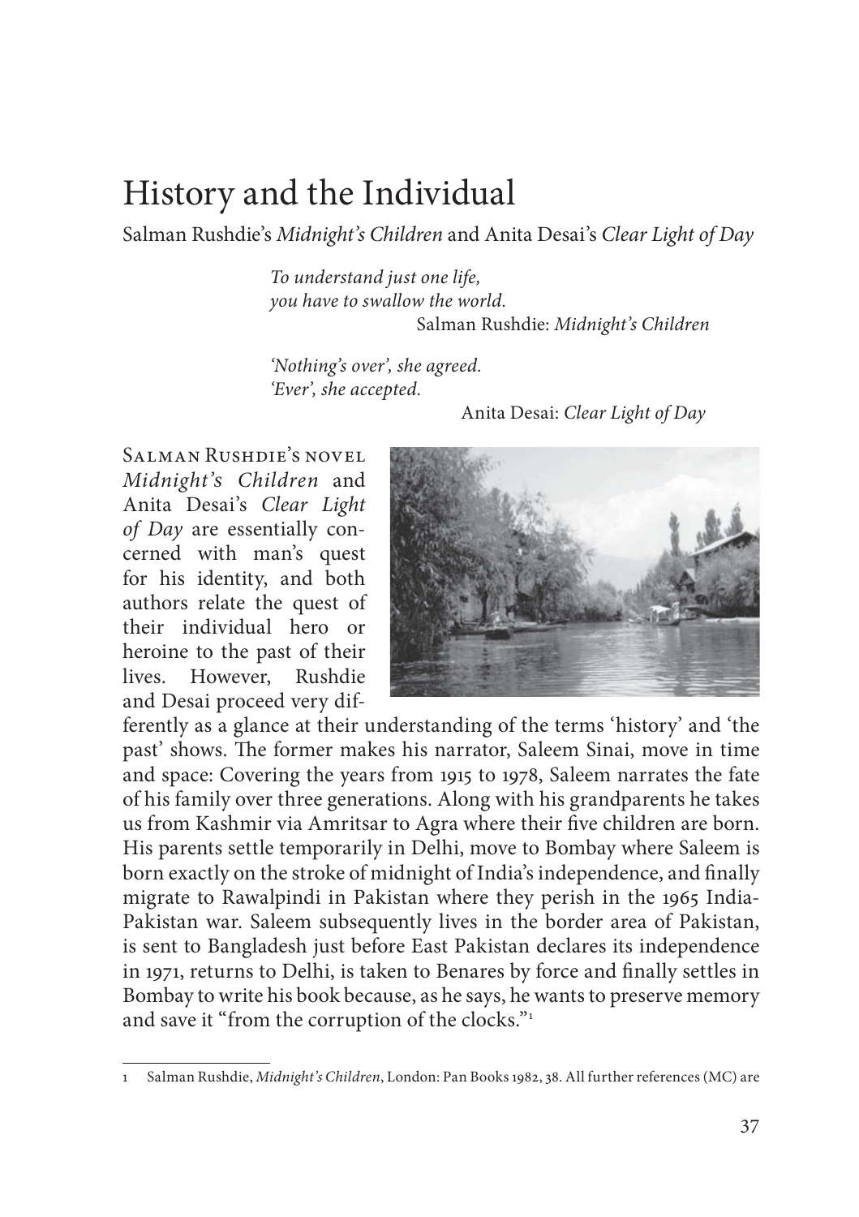# History and the Individual

Salman Rushdie's *Midnight's Children* and Anita Desai's *Clear Light of Day*

> *To understand just one life,*
> *you have to swallow the world.*
> Salman Rushdie: *Midnight's Children*

> *'Nothing's over', she agreed.*
> *'Ever', she accepted.*
> Anita Desai: *Clear Light of Day*

Salman Rushdie's novel *Midnight's Children* and Anita Desai's *Clear Light of Day* are essentially concerned with man's quest for his identity, and both authors relate the quest of their individual hero or heroine to the past of their lives. However, Rushdie and Desai proceed very differently as a glance at their understanding of the terms 'history' and 'the past' shows. The former makes his narrator, Saleem Sinai, move in time and space: Covering the years from 1915 to 1978, Saleem narrates the fate of his family over three generations. Along with his grandparents he takes us from Kashmir via Amritsar to Agra where their five children are born. His parents settle temporarily in Delhi, move to Bombay where Saleem is born exactly on the stroke of midnight of India's independence, and finally migrate to Rawalpindi in Pakistan where they perish in the 1965 India-Pakistan war. Saleem subsequently lives in the border area of Pakistan, is sent to Bangladesh just before East Pakistan declares its independence in 1971, returns to Delhi, is taken to Benares by force and finally settles in Bombay to write his book because, as he says, he wants to preserve memory and save it "from the corruption of the clocks."[1]

---

1 Salman Rushdie, *Midnight's Children*, London: Pan Books 1982, 38. All further references (MC) are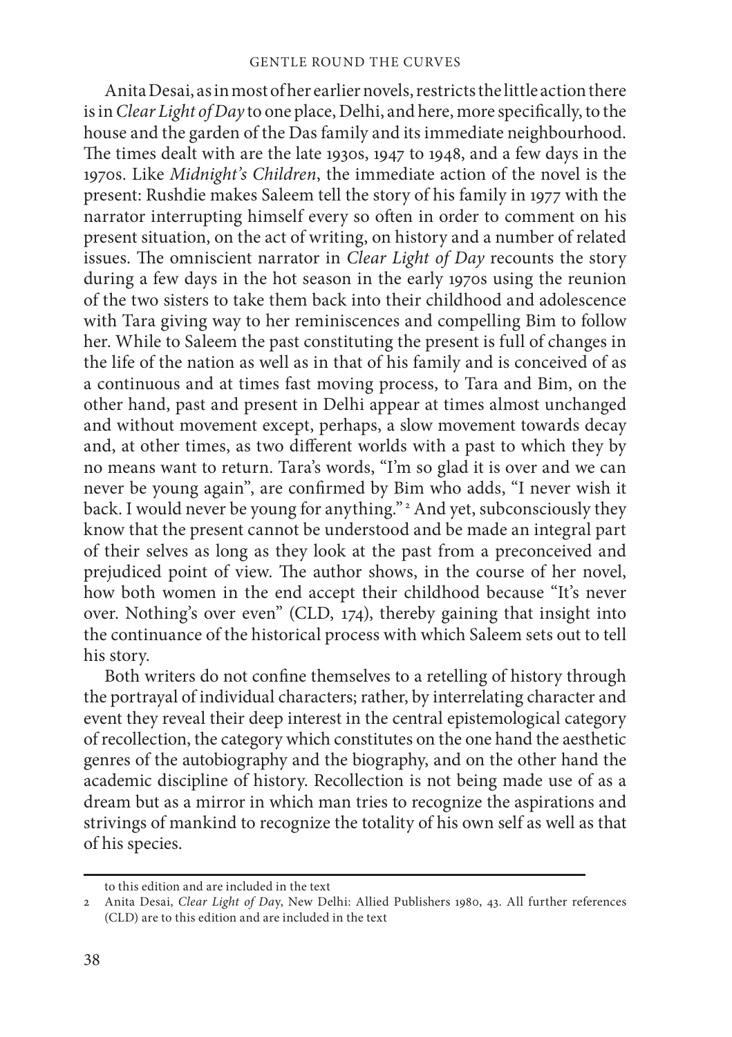Anita Desai, as in most of her earlier novels, restricts the little action there is in *Clear Light of Day* to one place, Delhi, and here, more specifically, to the house and the garden of the Das family and its immediate neighbourhood. The times dealt with are the late 1930s, 1947 to 1948, and a few days in the 1970s. Like *Midnight's Children*, the immediate action of the novel is the present: Rushdie makes Saleem tell the story of his family in 1977 with the narrator interrupting himself every so often in order to comment on his present situation, on the act of writing, on history and a number of related issues. The omniscient narrator in *Clear Light of Day* recounts the story during a few days in the hot season in the early 1970s using the reunion of the two sisters to take them back into their childhood and adolescence with Tara giving way to her reminiscences and compelling Bim to follow her. While to Saleem the past constituting the present is full of changes in the life of the nation as well as in that of his family and is conceived of as a continuous and at times fast moving process, to Tara and Bim, on the other hand, past and present in Delhi appear at times almost unchanged and without movement except, perhaps, a slow movement towards decay and, at other times, as two different worlds with a past to which they by no means want to return. Tara's words, "I'm so glad it is over and we can never be young again", are confirmed by Bim who adds, "I never wish it back. I would never be young for anything."[2] And yet, subconsciously they know that the present cannot be understood and be made an integral part of their selves as long as they look at the past from a preconceived and prejudiced point of view. The author shows, in the course of her novel, how both women in the end accept their childhood because "It's never over. Nothing's over even" (CLD, 174), thereby gaining that insight into the continuance of the historical process with which Saleem sets out to tell his story.

Both writers do not confine themselves to a retelling of history through the portrayal of individual characters; rather, by interrelating character and event they reveal their deep interest in the central epistemological category of recollection, the category which constitutes on the one hand the aesthetic genres of the autobiography and the biography, and on the other hand the academic discipline of history. Recollection is not being made use of as a dream but as a mirror in which man tries to recognize the aspirations and strivings of mankind to recognize the totality of his own self as well as that of his species.

---

to this edition and are included in the text

2 Anita Desai, *Clear Light of Day*, New Delhi: Allied Publishers 1980, 43. All further references (CLD) are to this edition and are included in the text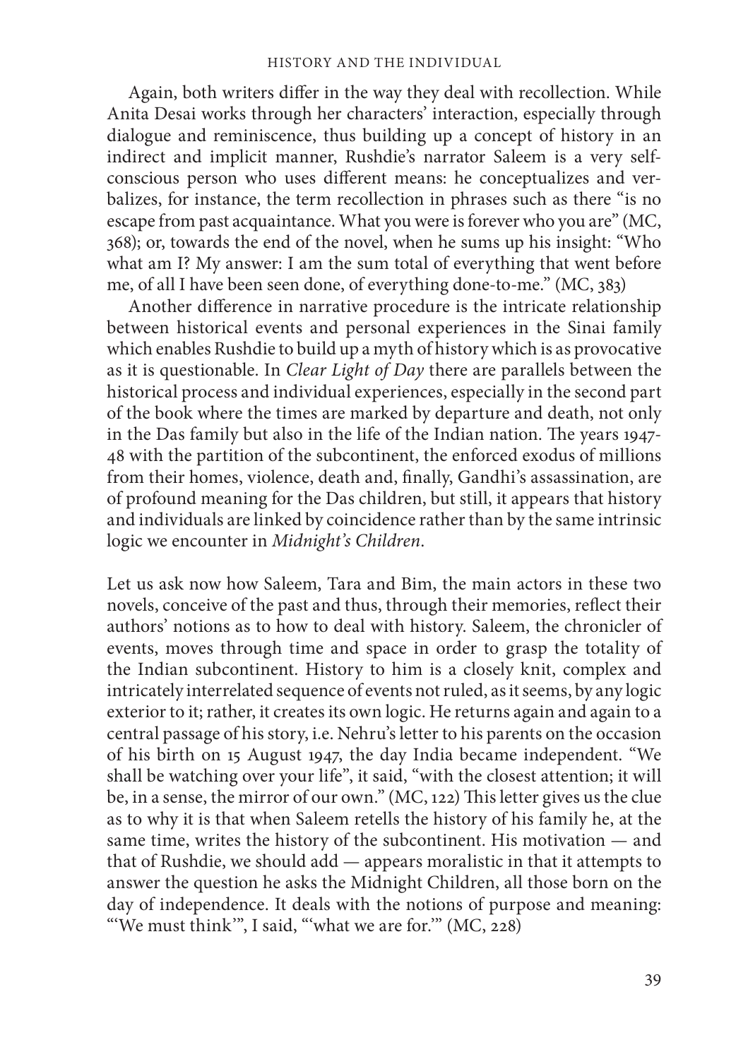Again, both writers differ in the way they deal with recollection. While Anita Desai works through her characters' interaction, especially through dialogue and reminiscence, thus building up a concept of history in an indirect and implicit manner, Rushdie's narrator Saleem is a very self-conscious person who uses different means: he conceptualizes and verbalizes, for instance, the term recollection in phrases such as there "is no escape from past acquaintance. What you were is forever who you are" (MC, 368); or, towards the end of the novel, when he sums up his insight: "Who what am I? My answer: I am the sum total of everything that went before me, of all I have been seen done, of everything done-to-me." (MC, 383)

Another difference in narrative procedure is the intricate relationship between historical events and personal experiences in the Sinai family which enables Rushdie to build up a myth of history which is as provocative as it is questionable. In *Clear Light of Day* there are parallels between the historical process and individual experiences, especially in the second part of the book where the times are marked by departure and death, not only in the Das family but also in the life of the Indian nation. The years 1947-48 with the partition of the subcontinent, the enforced exodus of millions from their homes, violence, death and, finally, Gandhi's assassination, are of profound meaning for the Das children, but still, it appears that history and individuals are linked by coincidence rather than by the same intrinsic logic we encounter in *Midnight's Children*.

Let us ask now how Saleem, Tara and Bim, the main actors in these two novels, conceive of the past and thus, through their memories, reflect their authors' notions as to how to deal with history. Saleem, the chronicler of events, moves through time and space in order to grasp the totality of the Indian subcontinent. History to him is a closely knit, complex and intricately interrelated sequence of events not ruled, as it seems, by any logic exterior to it; rather, it creates its own logic. He returns again and again to a central passage of his story, i.e. Nehru's letter to his parents on the occasion of his birth on 15 August 1947, the day India became independent. "We shall be watching over your life", it said, "with the closest attention; it will be, in a sense, the mirror of our own." (MC, 122) This letter gives us the clue as to why it is that when Saleem retells the history of his family he, at the same time, writes the history of the subcontinent. His motivation — and that of Rushdie, we should add — appears moralistic in that it attempts to answer the question he asks the Midnight Children, all those born on the day of independence. It deals with the notions of purpose and meaning: "'We must think'", I said, "'what we are for.'" (MC, 228)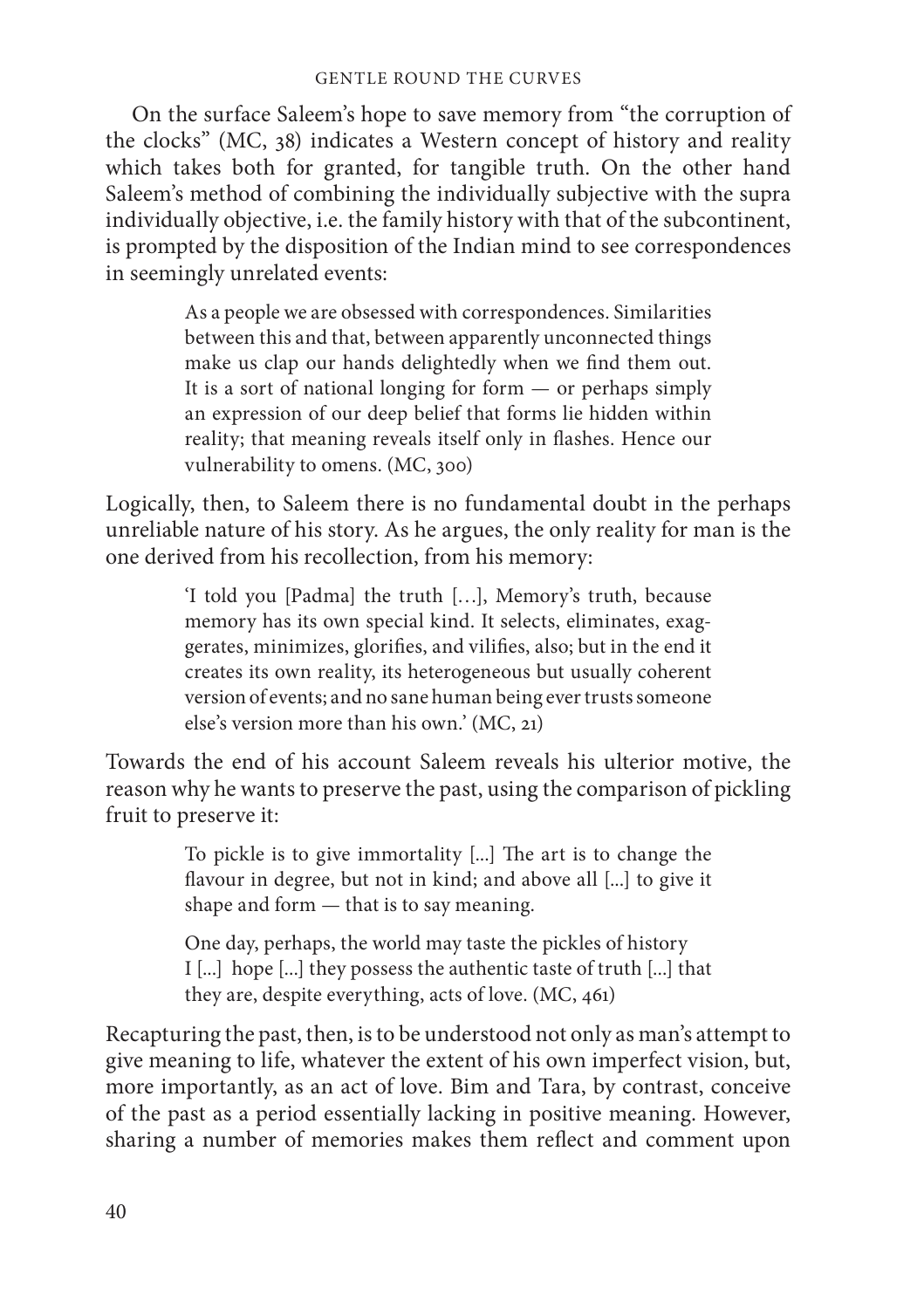On the surface Saleem's hope to save memory from "the corruption of the clocks" (MC, 38) indicates a Western concept of history and reality which takes both for granted, for tangible truth. On the other hand Saleem's method of combining the individually subjective with the supra individually objective, i.e. the family history with that of the subcontinent, is prompted by the disposition of the Indian mind to see correspondences in seemingly unrelated events:

> As a people we are obsessed with correspondences. Similarities between this and that, between apparently unconnected things make us clap our hands delightedly when we find them out. It is a sort of national longing for form — or perhaps simply an expression of our deep belief that forms lie hidden within reality; that meaning reveals itself only in flashes. Hence our vulnerability to omens. (MC, 300)

Logically, then, to Saleem there is no fundamental doubt in the perhaps unreliable nature of his story. As he argues, the only reality for man is the one derived from his recollection, from his memory:

> 'I told you [Padma] the truth […], Memory's truth, because memory has its own special kind. It selects, eliminates, exaggerates, minimizes, glorifies, and vilifies, also; but in the end it creates its own reality, its heterogeneous but usually coherent version of events; and no sane human being ever trusts someone else's version more than his own.' (MC, 21)

Towards the end of his account Saleem reveals his ulterior motive, the reason why he wants to preserve the past, using the comparison of pickling fruit to preserve it:

> To pickle is to give immortality [...] The art is to change the flavour in degree, but not in kind; and above all [...] to give it shape and form — that is to say meaning.
>
> One day, perhaps, the world may taste the pickles of history I [...] hope [...] they possess the authentic taste of truth [...] that they are, despite everything, acts of love. (MC, 461)

Recapturing the past, then, is to be understood not only as man's attempt to give meaning to life, whatever the extent of his own imperfect vision, but, more importantly, as an act of love. Bim and Tara, by contrast, conceive of the past as a period essentially lacking in positive meaning. However, sharing a number of memories makes them reflect and comment upon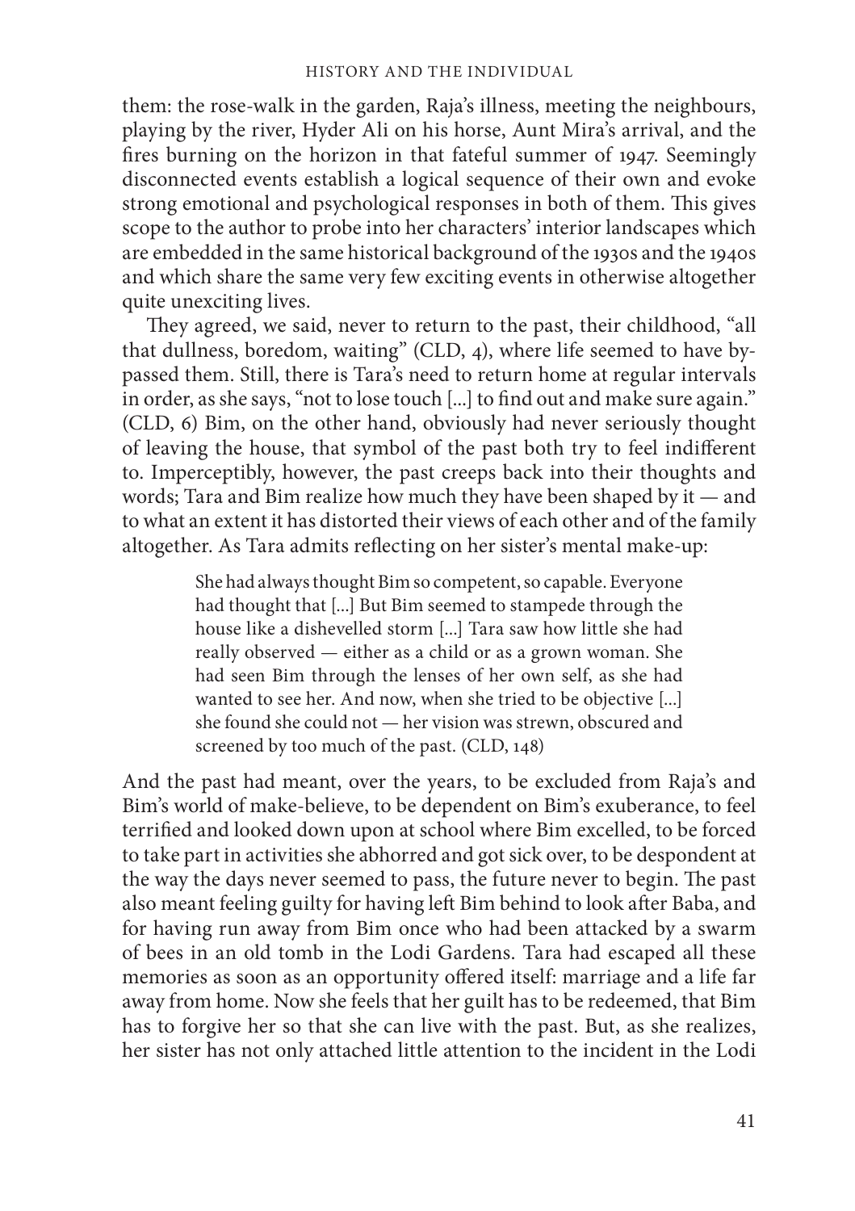them: the rose-walk in the garden, Raja's illness, meeting the neighbours, playing by the river, Hyder Ali on his horse, Aunt Mira's arrival, and the fires burning on the horizon in that fateful summer of 1947. Seemingly disconnected events establish a logical sequence of their own and evoke strong emotional and psychological responses in both of them. This gives scope to the author to probe into her characters' interior landscapes which are embedded in the same historical background of the 1930s and the 1940s and which share the same very few exciting events in otherwise altogether quite unexciting lives.

They agreed, we said, never to return to the past, their childhood, "all that dullness, boredom, waiting" (CLD, 4), where life seemed to have bypassed them. Still, there is Tara's need to return home at regular intervals in order, as she says, "not to lose touch [...] to find out and make sure again." (CLD, 6) Bim, on the other hand, obviously had never seriously thought of leaving the house, that symbol of the past both try to feel indifferent to. Imperceptibly, however, the past creeps back into their thoughts and words; Tara and Bim realize how much they have been shaped by it — and to what an extent it has distorted their views of each other and of the family altogether. As Tara admits reflecting on her sister's mental make-up:

> She had always thought Bim so competent, so capable. Everyone had thought that [...] But Bim seemed to stampede through the house like a dishevelled storm [...] Tara saw how little she had really observed — either as a child or as a grown woman. She had seen Bim through the lenses of her own self, as she had wanted to see her. And now, when she tried to be objective [...] she found she could not — her vision was strewn, obscured and screened by too much of the past. (CLD, 148)

And the past had meant, over the years, to be excluded from Raja's and Bim's world of make-believe, to be dependent on Bim's exuberance, to feel terrified and looked down upon at school where Bim excelled, to be forced to take part in activities she abhorred and got sick over, to be despondent at the way the days never seemed to pass, the future never to begin. The past also meant feeling guilty for having left Bim behind to look after Baba, and for having run away from Bim once who had been attacked by a swarm of bees in an old tomb in the Lodi Gardens. Tara had escaped all these memories as soon as an opportunity offered itself: marriage and a life far away from home. Now she feels that her guilt has to be redeemed, that Bim has to forgive her so that she can live with the past. But, as she realizes, her sister has not only attached little attention to the incident in the Lodi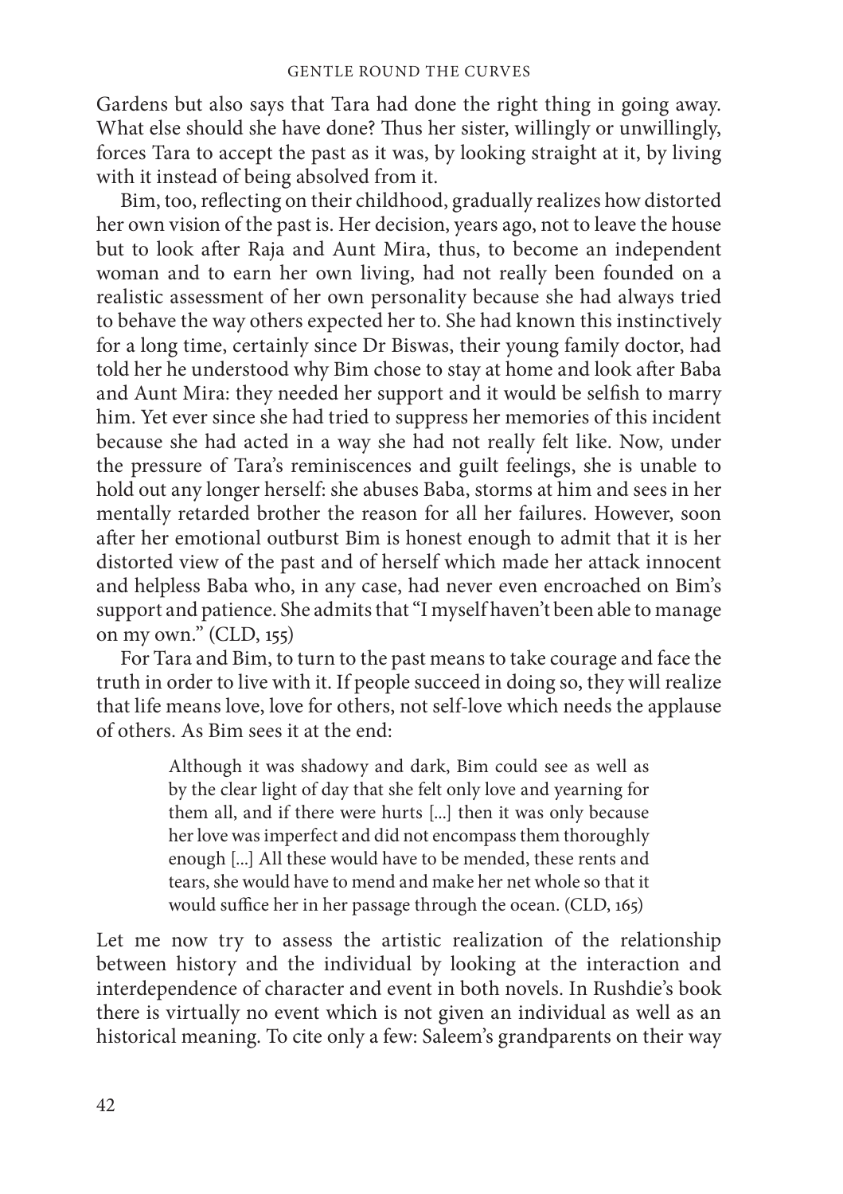Gardens but also says that Tara had done the right thing in going away. What else should she have done? Thus her sister, willingly or unwillingly, forces Tara to accept the past as it was, by looking straight at it, by living with it instead of being absolved from it.

Bim, too, reflecting on their childhood, gradually realizes how distorted her own vision of the past is. Her decision, years ago, not to leave the house but to look after Raja and Aunt Mira, thus, to become an independent woman and to earn her own living, had not really been founded on a realistic assessment of her own personality because she had always tried to behave the way others expected her to. She had known this instinctively for a long time, certainly since Dr Biswas, their young family doctor, had told her he understood why Bim chose to stay at home and look after Baba and Aunt Mira: they needed her support and it would be selfish to marry him. Yet ever since she had tried to suppress her memories of this incident because she had acted in a way she had not really felt like. Now, under the pressure of Tara's reminiscences and guilt feelings, she is unable to hold out any longer herself: she abuses Baba, storms at him and sees in her mentally retarded brother the reason for all her failures. However, soon after her emotional outburst Bim is honest enough to admit that it is her distorted view of the past and of herself which made her attack innocent and helpless Baba who, in any case, had never even encroached on Bim's support and patience. She admits that "I myself haven't been able to manage on my own." (CLD, 155)

For Tara and Bim, to turn to the past means to take courage and face the truth in order to live with it. If people succeed in doing so, they will realize that life means love, love for others, not self-love which needs the applause of others. As Bim sees it at the end:

> Although it was shadowy and dark, Bim could see as well as by the clear light of day that she felt only love and yearning for them all, and if there were hurts [...] then it was only because her love was imperfect and did not encompass them thoroughly enough [...] All these would have to be mended, these rents and tears, she would have to mend and make her net whole so that it would suffice her in her passage through the ocean. (CLD, 165)

Let me now try to assess the artistic realization of the relationship between history and the individual by looking at the interaction and interdependence of character and event in both novels. In Rushdie's book there is virtually no event which is not given an individual as well as an historical meaning. To cite only a few: Saleem's grandparents on their way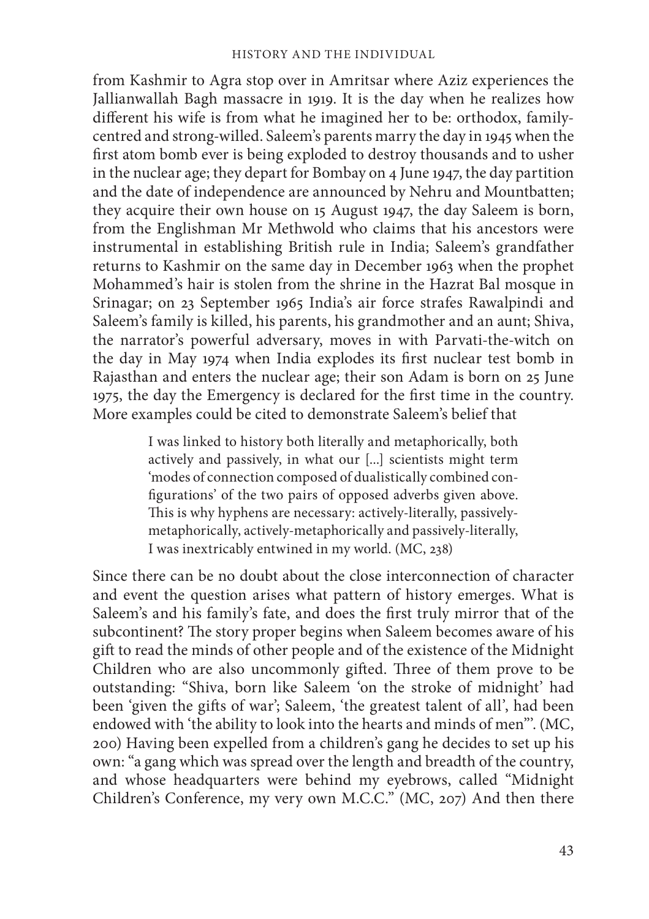from Kashmir to Agra stop over in Amritsar where Aziz experiences the Jallianwallah Bagh massacre in 1919. It is the day when he realizes how different his wife is from what he imagined her to be: orthodox, family-centred and strong-willed. Saleem's parents marry the day in 1945 when the first atom bomb ever is being exploded to destroy thousands and to usher in the nuclear age; they depart for Bombay on 4 June 1947, the day partition and the date of independence are announced by Nehru and Mountbatten; they acquire their own house on 15 August 1947, the day Saleem is born, from the Englishman Mr Methwold who claims that his ancestors were instrumental in establishing British rule in India; Saleem's grandfather returns to Kashmir on the same day in December 1963 when the prophet Mohammed's hair is stolen from the shrine in the Hazrat Bal mosque in Srinagar; on 23 September 1965 India's air force strafes Rawalpindi and Saleem's family is killed, his parents, his grandmother and an aunt; Shiva, the narrator's powerful adversary, moves in with Parvati-the-witch on the day in May 1974 when India explodes its first nuclear test bomb in Rajasthan and enters the nuclear age; their son Adam is born on 25 June 1975, the day the Emergency is declared for the first time in the country. More examples could be cited to demonstrate Saleem's belief that

> I was linked to history both literally and metaphorically, both actively and passively, in what our [...] scientists might term 'modes of connection composed of dualistically combined configurations' of the two pairs of opposed adverbs given above. This is why hyphens are necessary: actively-literally, passively-metaphorically, actively-metaphorically and passively-literally, I was inextricably entwined in my world. (MC, 238)

Since there can be no doubt about the close interconnection of character and event the question arises what pattern of history emerges. What is Saleem's and his family's fate, and does the first truly mirror that of the subcontinent? The story proper begins when Saleem becomes aware of his gift to read the minds of other people and of the existence of the Midnight Children who are also uncommonly gifted. Three of them prove to be outstanding: "Shiva, born like Saleem 'on the stroke of midnight' had been 'given the gifts of war'; Saleem, 'the greatest talent of all', had been endowed with 'the ability to look into the hearts and minds of men'". (MC, 200) Having been expelled from a children's gang he decides to set up his own: "a gang which was spread over the length and breadth of the country, and whose headquarters were behind my eyebrows, called "Midnight Children's Conference, my very own M.C.C." (MC, 207) And then there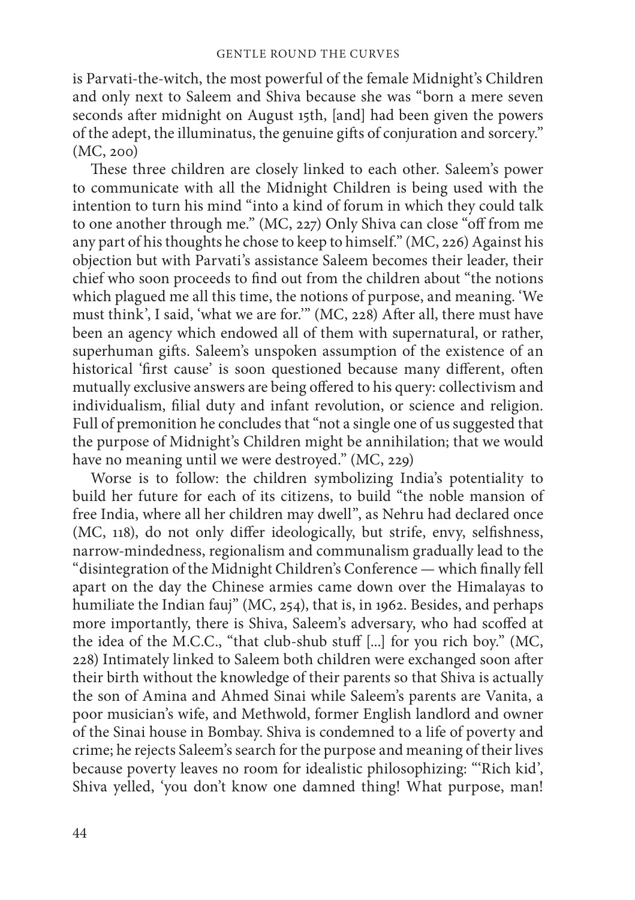is Parvati-the-witch, the most powerful of the female Midnight's Children and only next to Saleem and Shiva because she was "born a mere seven seconds after midnight on August 15th, [and] had been given the powers of the adept, the illuminatus, the genuine gifts of conjuration and sorcery." (MC, 200)

These three children are closely linked to each other. Saleem's power to communicate with all the Midnight Children is being used with the intention to turn his mind "into a kind of forum in which they could talk to one another through me." (MC, 227) Only Shiva can close "off from me any part of his thoughts he chose to keep to himself." (MC, 226) Against his objection but with Parvati's assistance Saleem becomes their leader, their chief who soon proceeds to find out from the children about "the notions which plagued me all this time, the notions of purpose, and meaning. 'We must think', I said, 'what we are for.'" (MC, 228) After all, there must have been an agency which endowed all of them with supernatural, or rather, superhuman gifts. Saleem's unspoken assumption of the existence of an historical 'first cause' is soon questioned because many different, often mutually exclusive answers are being offered to his query: collectivism and individualism, filial duty and infant revolution, or science and religion. Full of premonition he concludes that "not a single one of us suggested that the purpose of Midnight's Children might be annihilation; that we would have no meaning until we were destroyed." (MC, 229)

Worse is to follow: the children symbolizing India's potentiality to build her future for each of its citizens, to build "the noble mansion of free India, where all her children may dwell", as Nehru had declared once (MC, 118), do not only differ ideologically, but strife, envy, selfishness, narrow-mindedness, regionalism and communalism gradually lead to the "disintegration of the Midnight Children's Conference — which finally fell apart on the day the Chinese armies came down over the Himalayas to humiliate the Indian fauj" (MC, 254), that is, in 1962. Besides, and perhaps more importantly, there is Shiva, Saleem's adversary, who had scoffed at the idea of the M.C.C., "that club-shub stuff [...] for you rich boy." (MC, 228) Intimately linked to Saleem both children were exchanged soon after their birth without the knowledge of their parents so that Shiva is actually the son of Amina and Ahmed Sinai while Saleem's parents are Vanita, a poor musician's wife, and Methwold, former English landlord and owner of the Sinai house in Bombay. Shiva is condemned to a life of poverty and crime; he rejects Saleem's search for the purpose and meaning of their lives because poverty leaves no room for idealistic philosophizing: "'Rich kid', Shiva yelled, 'you don't know one damned thing! What purpose, man!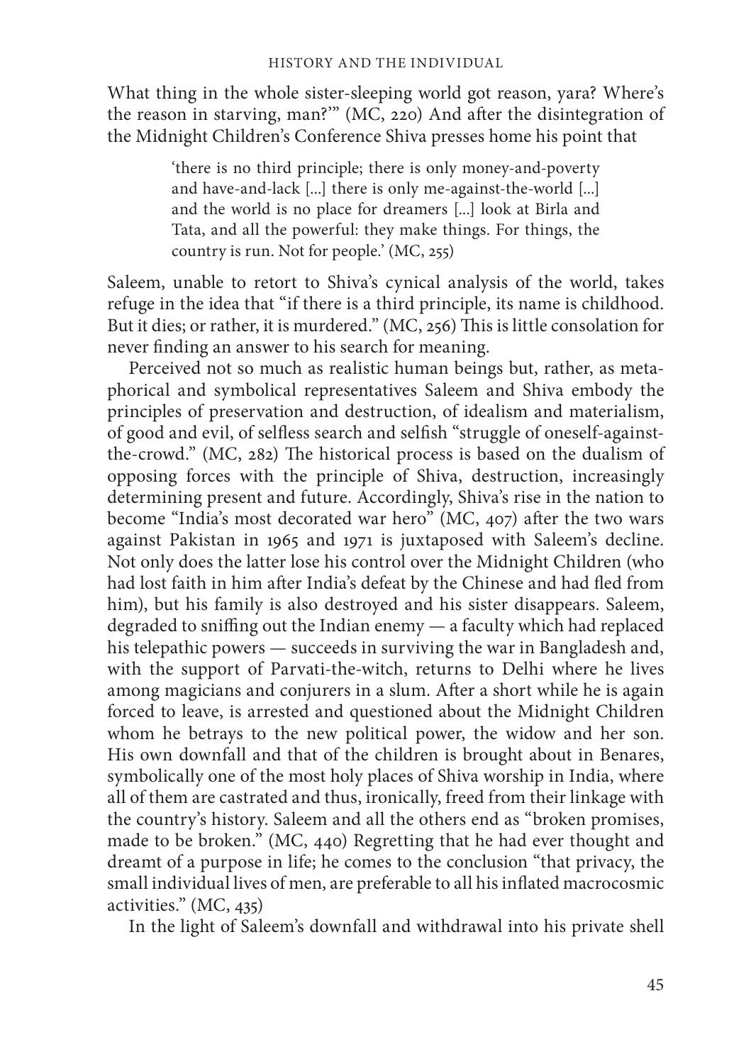What thing in the whole sister-sleeping world got reason, yara? Where's the reason in starving, man?'" (MC, 220) And after the disintegration of the Midnight Children's Conference Shiva presses home his point that

> 'there is no third principle; there is only money-and-poverty and have-and-lack [...] there is only me-against-the-world [...] and the world is no place for dreamers [...] look at Birla and Tata, and all the powerful: they make things. For things, the country is run. Not for people.' (MC, 255)

Saleem, unable to retort to Shiva's cynical analysis of the world, takes refuge in the idea that "if there is a third principle, its name is childhood. But it dies; or rather, it is murdered." (MC, 256) This is little consolation for never finding an answer to his search for meaning.

Perceived not so much as realistic human beings but, rather, as metaphorical and symbolical representatives Saleem and Shiva embody the principles of preservation and destruction, of idealism and materialism, of good and evil, of selfless search and selfish "struggle of oneself-against-the-crowd." (MC, 282) The historical process is based on the dualism of opposing forces with the principle of Shiva, destruction, increasingly determining present and future. Accordingly, Shiva's rise in the nation to become "India's most decorated war hero" (MC, 407) after the two wars against Pakistan in 1965 and 1971 is juxtaposed with Saleem's decline. Not only does the latter lose his control over the Midnight Children (who had lost faith in him after India's defeat by the Chinese and had fled from him), but his family is also destroyed and his sister disappears. Saleem, degraded to sniffing out the Indian enemy — a faculty which had replaced his telepathic powers — succeeds in surviving the war in Bangladesh and, with the support of Parvati-the-witch, returns to Delhi where he lives among magicians and conjurers in a slum. After a short while he is again forced to leave, is arrested and questioned about the Midnight Children whom he betrays to the new political power, the widow and her son. His own downfall and that of the children is brought about in Benares, symbolically one of the most holy places of Shiva worship in India, where all of them are castrated and thus, ironically, freed from their linkage with the country's history. Saleem and all the others end as "broken promises, made to be broken." (MC, 440) Regretting that he had ever thought and dreamt of a purpose in life; he comes to the conclusion "that privacy, the small individual lives of men, are preferable to all his inflated macrocosmic activities." (MC, 435)

In the light of Saleem's downfall and withdrawal into his private shell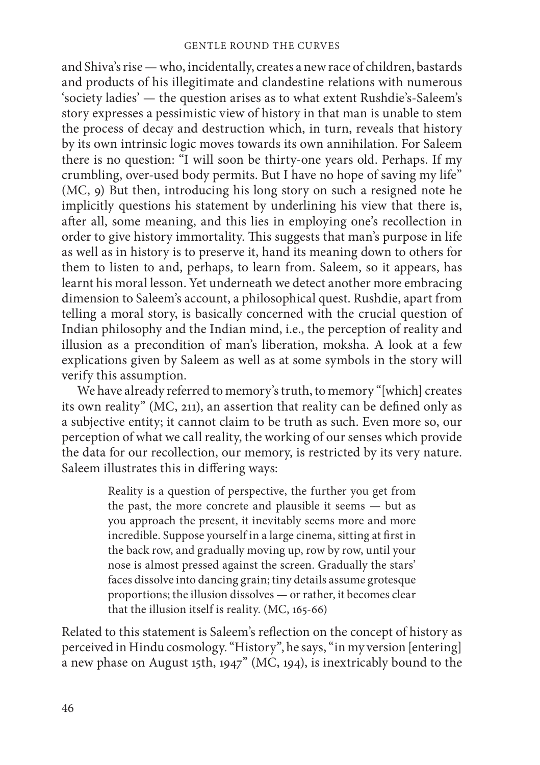and Shiva's rise — who, incidentally, creates a new race of children, bastards and products of his illegitimate and clandestine relations with numerous 'society ladies' — the question arises as to what extent Rushdie's-Saleem's story expresses a pessimistic view of history in that man is unable to stem the process of decay and destruction which, in turn, reveals that history by its own intrinsic logic moves towards its own annihilation. For Saleem there is no question: "I will soon be thirty-one years old. Perhaps. If my crumbling, over-used body permits. But I have no hope of saving my life" (MC, 9) But then, introducing his long story on such a resigned note he implicitly questions his statement by underlining his view that there is, after all, some meaning, and this lies in employing one's recollection in order to give history immortality. This suggests that man's purpose in life as well as in history is to preserve it, hand its meaning down to others for them to listen to and, perhaps, to learn from. Saleem, so it appears, has learnt his moral lesson. Yet underneath we detect another more embracing dimension to Saleem's account, a philosophical quest. Rushdie, apart from telling a moral story, is basically concerned with the crucial question of Indian philosophy and the Indian mind, i.e., the perception of reality and illusion as a precondition of man's liberation, moksha. A look at a few explications given by Saleem as well as at some symbols in the story will verify this assumption.

We have already referred to memory's truth, to memory "[which] creates its own reality" (MC, 211), an assertion that reality can be defined only as a subjective entity; it cannot claim to be truth as such. Even more so, our perception of what we call reality, the working of our senses which provide the data for our recollection, our memory, is restricted by its very nature. Saleem illustrates this in differing ways:

> Reality is a question of perspective, the further you get from the past, the more concrete and plausible it seems — but as you approach the present, it inevitably seems more and more incredible. Suppose yourself in a large cinema, sitting at first in the back row, and gradually moving up, row by row, until your nose is almost pressed against the screen. Gradually the stars' faces dissolve into dancing grain; tiny details assume grotesque proportions; the illusion dissolves — or rather, it becomes clear that the illusion itself is reality. (MC, 165-66)

Related to this statement is Saleem's reflection on the concept of history as perceived in Hindu cosmology. "History", he says, "in my version [entering] a new phase on August 15th, 1947" (MC, 194), is inextricably bound to the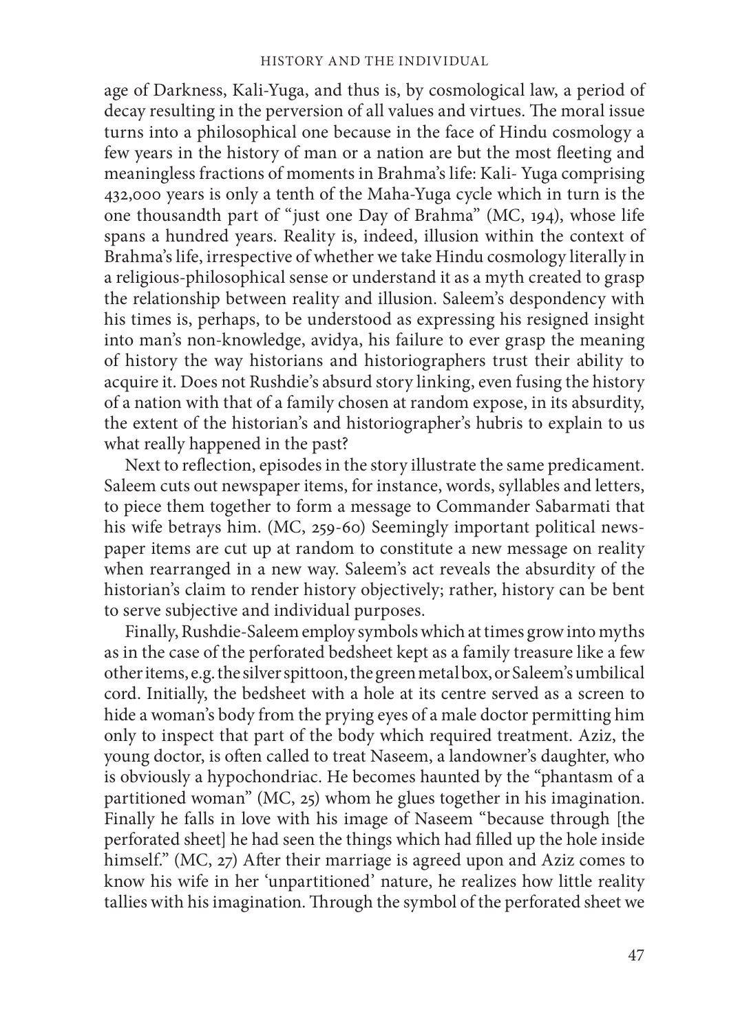age of Darkness, Kali-Yuga, and thus is, by cosmological law, a period of decay resulting in the perversion of all values and virtues. The moral issue turns into a philosophical one because in the face of Hindu cosmology a few years in the history of man or a nation are but the most fleeting and meaningless fractions of moments in Brahma's life: Kali- Yuga comprising 432,000 years is only a tenth of the Maha-Yuga cycle which in turn is the one thousandth part of "just one Day of Brahma" (MC, 194), whose life spans a hundred years. Reality is, indeed, illusion within the context of Brahma's life, irrespective of whether we take Hindu cosmology literally in a religious-philosophical sense or understand it as a myth created to grasp the relationship between reality and illusion. Saleem's despondency with his times is, perhaps, to be understood as expressing his resigned insight into man's non-knowledge, avidya, his failure to ever grasp the meaning of history the way historians and historiographers trust their ability to acquire it. Does not Rushdie's absurd story linking, even fusing the history of a nation with that of a family chosen at random expose, in its absurdity, the extent of the historian's and historiographer's hubris to explain to us what really happened in the past?

Next to reflection, episodes in the story illustrate the same predicament. Saleem cuts out newspaper items, for instance, words, syllables and letters, to piece them together to form a message to Commander Sabarmati that his wife betrays him. (MC, 259-60) Seemingly important political newspaper items are cut up at random to constitute a new message on reality when rearranged in a new way. Saleem's act reveals the absurdity of the historian's claim to render history objectively; rather, history can be bent to serve subjective and individual purposes.

Finally, Rushdie-Saleem employ symbols which at times grow into myths as in the case of the perforated bedsheet kept as a family treasure like a few other items, e.g. the silver spittoon, the green metal box, or Saleem's umbilical cord. Initially, the bedsheet with a hole at its centre served as a screen to hide a woman's body from the prying eyes of a male doctor permitting him only to inspect that part of the body which required treatment. Aziz, the young doctor, is often called to treat Naseem, a landowner's daughter, who is obviously a hypochondriac. He becomes haunted by the "phantasm of a partitioned woman" (MC, 25) whom he glues together in his imagination. Finally he falls in love with his image of Naseem "because through [the perforated sheet] he had seen the things which had filled up the hole inside himself." (MC, 27) After their marriage is agreed upon and Aziz comes to know his wife in her 'unpartitioned' nature, he realizes how little reality tallies with his imagination. Through the symbol of the perforated sheet we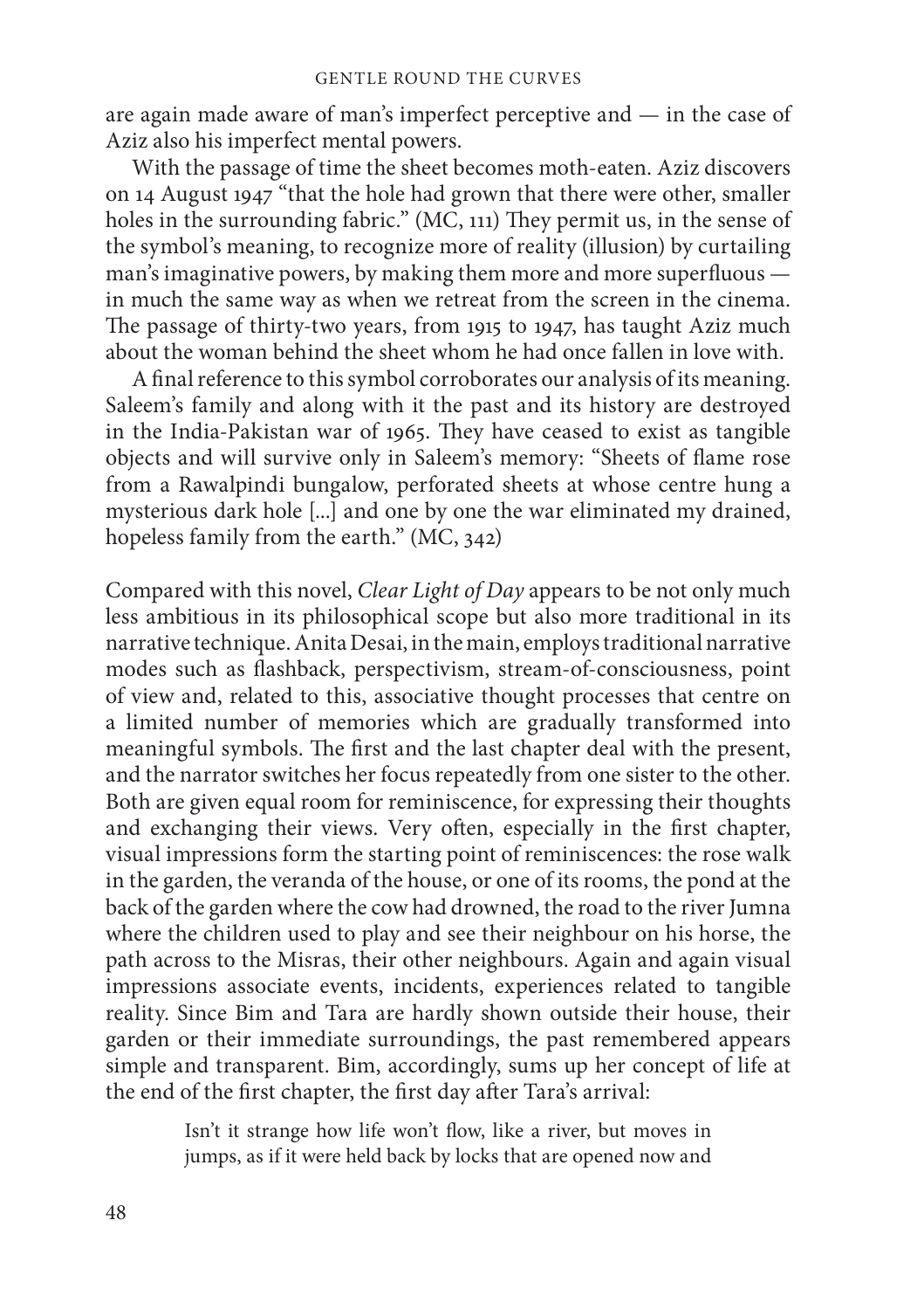are again made aware of man's imperfect perceptive and — in the case of Aziz also his imperfect mental powers.

With the passage of time the sheet becomes moth-eaten. Aziz discovers on 14 August 1947 "that the hole had grown that there were other, smaller holes in the surrounding fabric." (MC, 111) They permit us, in the sense of the symbol's meaning, to recognize more of reality (illusion) by curtailing man's imaginative powers, by making them more and more superfluous — in much the same way as when we retreat from the screen in the cinema. The passage of thirty-two years, from 1915 to 1947, has taught Aziz much about the woman behind the sheet whom he had once fallen in love with.

A final reference to this symbol corroborates our analysis of its meaning. Saleem's family and along with it the past and its history are destroyed in the India-Pakistan war of 1965. They have ceased to exist as tangible objects and will survive only in Saleem's memory: "Sheets of flame rose from a Rawalpindi bungalow, perforated sheets at whose centre hung a mysterious dark hole [...] and one by one the war eliminated my drained, hopeless family from the earth." (MC, 342)

Compared with this novel, *Clear Light of Day* appears to be not only much less ambitious in its philosophical scope but also more traditional in its narrative technique. Anita Desai, in the main, employs traditional narrative modes such as flashback, perspectivism, stream-of-consciousness, point of view and, related to this, associative thought processes that centre on a limited number of memories which are gradually transformed into meaningful symbols. The first and the last chapter deal with the present, and the narrator switches her focus repeatedly from one sister to the other. Both are given equal room for reminiscence, for expressing their thoughts and exchanging their views. Very often, especially in the first chapter, visual impressions form the starting point of reminiscences: the rose walk in the garden, the veranda of the house, or one of its rooms, the pond at the back of the garden where the cow had drowned, the road to the river Jumna where the children used to play and see their neighbour on his horse, the path across to the Misras, their other neighbours. Again and again visual impressions associate events, incidents, experiences related to tangible reality. Since Bim and Tara are hardly shown outside their house, their garden or their immediate surroundings, the past remembered appears simple and transparent. Bim, accordingly, sums up her concept of life at the end of the first chapter, the first day after Tara's arrival:

> Isn't it strange how life won't flow, like a river, but moves in jumps, as if it were held back by locks that are opened now and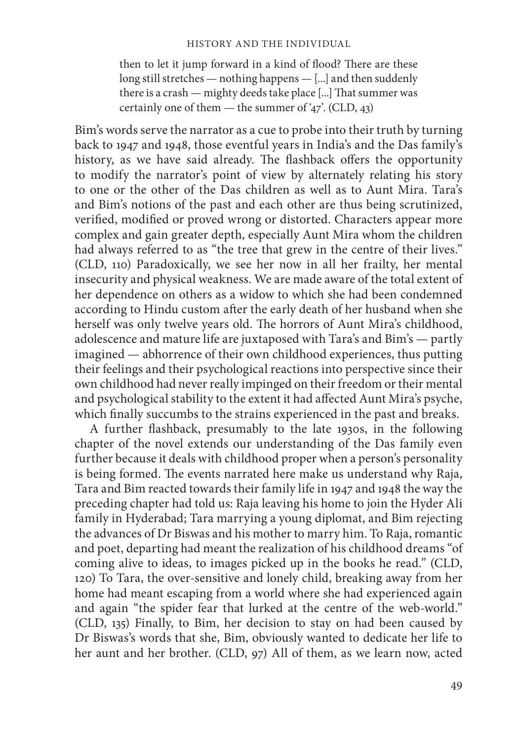> then to let it jump forward in a kind of flood? There are these long still stretches — nothing happens — [...] and then suddenly there is a crash — mighty deeds take place [...] That summer was certainly one of them — the summer of '47'. (CLD, 43)

Bim's words serve the narrator as a cue to probe into their truth by turning back to 1947 and 1948, those eventful years in India's and the Das family's history, as we have said already. The flashback offers the opportunity to modify the narrator's point of view by alternately relating his story to one or the other of the Das children as well as to Aunt Mira. Tara's and Bim's notions of the past and each other are thus being scrutinized, verified, modified or proved wrong or distorted. Characters appear more complex and gain greater depth, especially Aunt Mira whom the children had always referred to as "the tree that grew in the centre of their lives." (CLD, 110) Paradoxically, we see her now in all her frailty, her mental insecurity and physical weakness. We are made aware of the total extent of her dependence on others as a widow to which she had been condemned according to Hindu custom after the early death of her husband when she herself was only twelve years old. The horrors of Aunt Mira's childhood, adolescence and mature life are juxtaposed with Tara's and Bim's — partly imagined — abhorrence of their own childhood experiences, thus putting their feelings and their psychological reactions into perspective since their own childhood had never really impinged on their freedom or their mental and psychological stability to the extent it had affected Aunt Mira's psyche, which finally succumbs to the strains experienced in the past and breaks.

A further flashback, presumably to the late 1930s, in the following chapter of the novel extends our understanding of the Das family even further because it deals with childhood proper when a person's personality is being formed. The events narrated here make us understand why Raja, Tara and Bim reacted towards their family life in 1947 and 1948 the way the preceding chapter had told us: Raja leaving his home to join the Hyder Ali family in Hyderabad; Tara marrying a young diplomat, and Bim rejecting the advances of Dr Biswas and his mother to marry him. To Raja, romantic and poet, departing had meant the realization of his childhood dreams "of coming alive to ideas, to images picked up in the books he read." (CLD, 120) To Tara, the over-sensitive and lonely child, breaking away from her home had meant escaping from a world where she had experienced again and again "the spider fear that lurked at the centre of the web-world." (CLD, 135) Finally, to Bim, her decision to stay on had been caused by Dr Biswas's words that she, Bim, obviously wanted to dedicate her life to her aunt and her brother. (CLD, 97) All of them, as we learn now, acted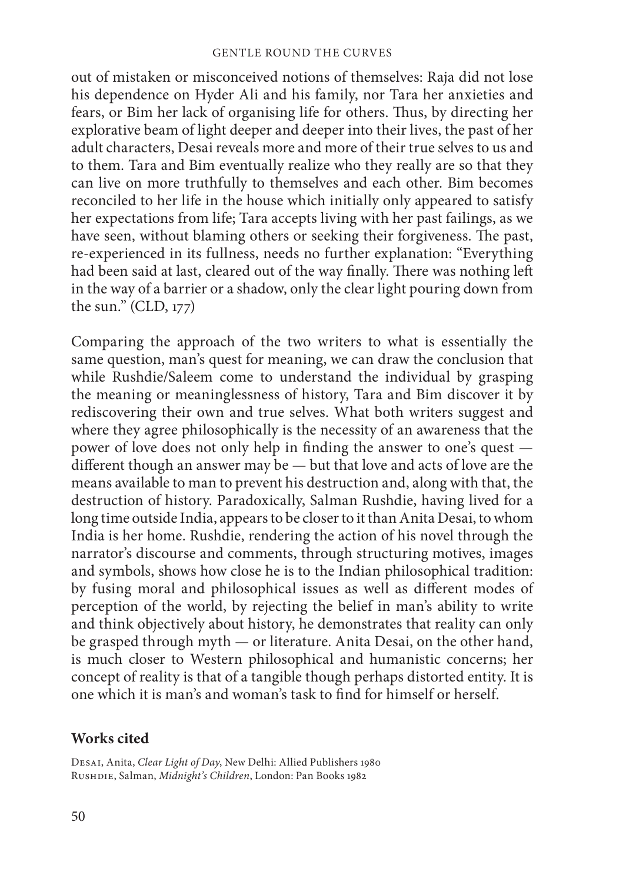out of mistaken or misconceived notions of themselves: Raja did not lose his dependence on Hyder Ali and his family, nor Tara her anxieties and fears, or Bim her lack of organising life for others. Thus, by directing her explorative beam of light deeper and deeper into their lives, the past of her adult characters, Desai reveals more and more of their true selves to us and to them. Tara and Bim eventually realize who they really are so that they can live on more truthfully to themselves and each other. Bim becomes reconciled to her life in the house which initially only appeared to satisfy her expectations from life; Tara accepts living with her past failings, as we have seen, without blaming others or seeking their forgiveness. The past, re-experienced in its fullness, needs no further explanation: "Everything had been said at last, cleared out of the way finally. There was nothing left in the way of a barrier or a shadow, only the clear light pouring down from the sun." (CLD, 177)

Comparing the approach of the two writers to what is essentially the same question, man's quest for meaning, we can draw the conclusion that while Rushdie/Saleem come to understand the individual by grasping the meaning or meaninglessness of history, Tara and Bim discover it by rediscovering their own and true selves. What both writers suggest and where they agree philosophically is the necessity of an awareness that the power of love does not only help in finding the answer to one's quest — different though an answer may be — but that love and acts of love are the means available to man to prevent his destruction and, along with that, the destruction of history. Paradoxically, Salman Rushdie, having lived for a long time outside India, appears to be closer to it than Anita Desai, to whom India is her home. Rushdie, rendering the action of his novel through the narrator's discourse and comments, through structuring motives, images and symbols, shows how close he is to the Indian philosophical tradition: by fusing moral and philosophical issues as well as different modes of perception of the world, by rejecting the belief in man's ability to write and think objectively about history, he demonstrates that reality can only be grasped through myth — or literature. Anita Desai, on the other hand, is much closer to Western philosophical and humanistic concerns; her concept of reality is that of a tangible though perhaps distorted entity. It is one which it is man's and woman's task to find for himself or herself.

## Works cited

Desai, Anita, *Clear Light of Day*, New Delhi: Allied Publishers 1980
Rushdie, Salman, *Midnight's Children*, London: Pan Books 1982